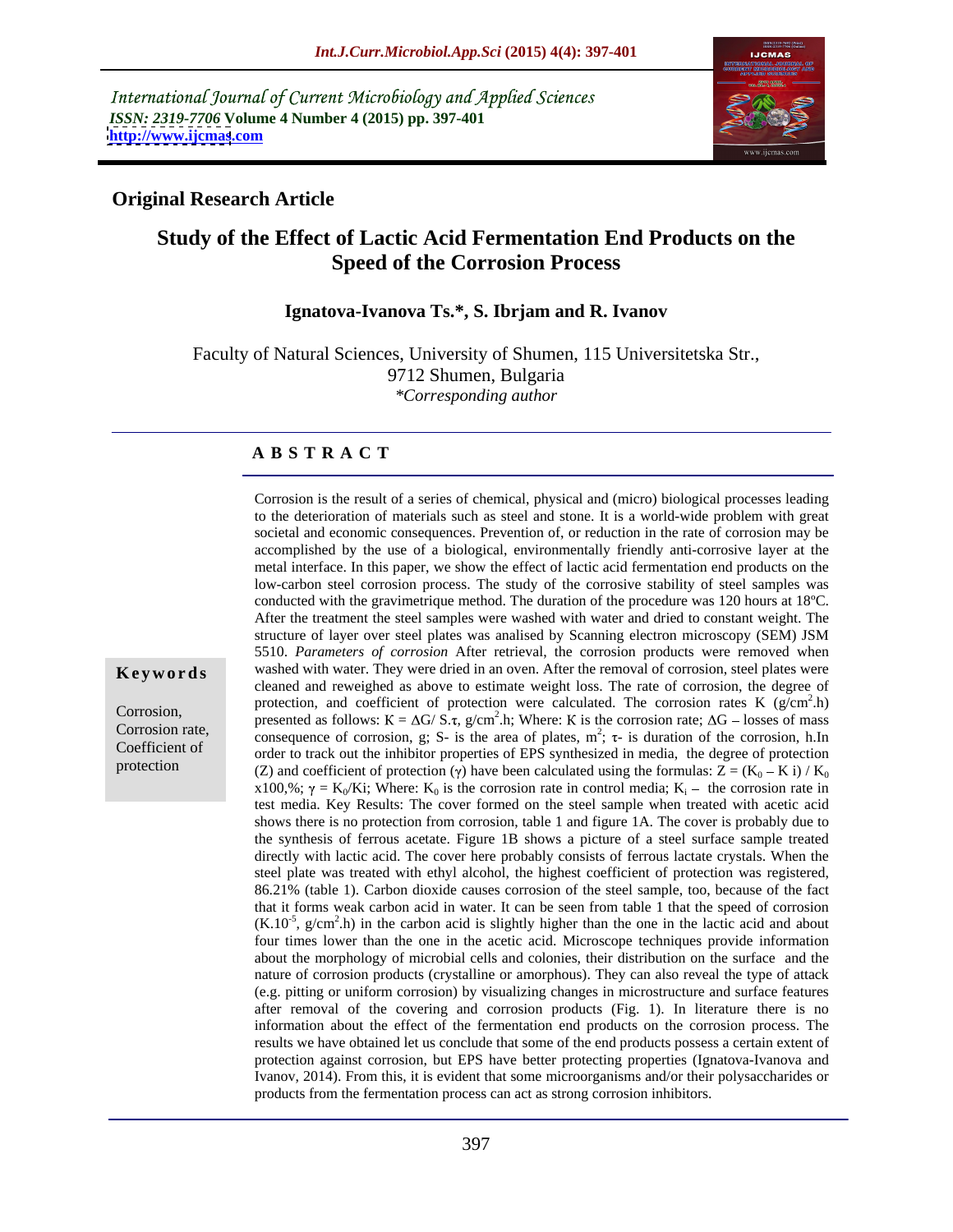International Journal of Current Microbiology and Applied Sciences
*ISSN: 2319-7706* **Volume 4 Number 4 (2015) pp. 397-401**
**http://www.ijcmas.com**

## Original Research Article

# Study of the Effect of Lactic Acid Fermentation End Products on the Speed of the Corrosion Process

**Ignatova-Ivanova Ts.\*, S. Ibrjam and R. Ivanov**

Faculty of Natural Sciences, University of Shumen, 115 Universitetska Str., 9712 Shumen, Bulgaria
*\*Corresponding author*

### A B S T R A C T

**Keywords**

Corrosion, Corrosion rate, Coefficient of protection

Corrosion is the result of a series of chemical, physical and (micro) biological processes leading to the deterioration of materials such as steel and stone. It is a world-wide problem with great societal and economic consequences. Prevention of, or reduction in the rate of corrosion may be accomplished by the use of a biological, environmentally friendly anti-corrosive layer at the metal interface. In this paper, we show the effect of lactic acid fermentation end products on the low-carbon steel corrosion process. The study of the corrosive stability of steel samples was conducted with the gravimetrique method. The duration of the procedure was 120 hours at 18ºC. After the treatment the steel samples were washed with water and dried to constant weight. The structure of layer over steel plates was analised by Scanning electron microscopy (SEM) JSM 5510. *Parameters of corrosion* After retrieval, the corrosion products were removed when washed with water. They were dried in an oven. After the removal of corrosion, steel plates were cleaned and reweighed as above to estimate weight loss. The rate of corrosion, the degree of protection, and coefficient of protection were calculated. The corrosion rates K ($g/cm^2.h$) presented as follows: $K = \Delta G / S.\tau$, $g/cm^2.h$; Where: K is the corrosion rate; $\Delta G$ – losses of mass consequence of corrosion, g; S- is the area of plates, $m^2$; $\tau$- is duration of the corrosion, h.In order to track out the inhibitor properties of EPS synthesized in media, the degree of protection (Z) and coefficient of protection ($\gamma$) have been calculated using the formulas: $Z = (K_0 - K\ i) / K_0$ x100,%; $\gamma = K_0/Ki$; Where: $K_0$ is the corrosion rate in control media; $K_i$ – the corrosion rate in test media. Key Results: The cover formed on the steel sample when treated with acetic acid shows there is no protection from corrosion, table 1 and figure 1A. The cover is probably due to the synthesis of ferrous acetate. Figure 1B shows a picture of a steel surface sample treated directly with lactic acid. The cover here probably consists of ferrous lactate crystals. When the steel plate was treated with ethyl alcohol, the highest coefficient of protection was registered, 86.21% (table 1). Carbon dioxide causes corrosion of the steel sample, too, because of the fact that it forms weak carbon acid in water. It can be seen from table 1 that the speed of corrosion ($K.10^{-5}$, $g/cm^2.h$) in the carbon acid is slightly higher than the one in the lactic acid and about four times lower than the one in the acetic acid. Microscope techniques provide information about the morphology of microbial cells and colonies, their distribution on the surface and the nature of corrosion products (crystalline or amorphous). They can also reveal the type of attack (e.g. pitting or uniform corrosion) by visualizing changes in microstructure and surface features after removal of the covering and corrosion products (Fig. 1). In literature there is no information about the effect of the fermentation end products on the corrosion process. The results we have obtained let us conclude that some of the end products possess a certain extent of protection against corrosion, but EPS have better protecting properties (Ignatova-Ivanova and Ivanov, 2014). From this, it is evident that some microorganisms and/or their polysaccharides or products from the fermentation process can act as strong corrosion inhibitors.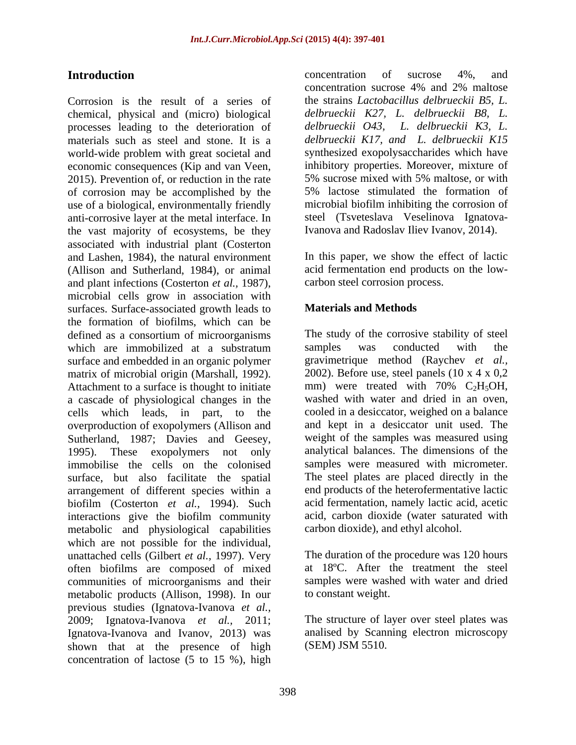## Introduction

Corrosion is the result of a series of chemical, physical and (micro) biological processes leading to the deterioration of materials such as steel and stone. It is a world-wide problem with great societal and economic consequences (Kip and van Veen, 2015). Prevention of, or reduction in the rate of corrosion may be accomplished by the use of a biological, environmentally friendly anti-corrosive layer at the metal interface. In the vast majority of ecosystems, be they associated with industrial plant (Costerton and Lashen, 1984), the natural environment (Allison and Sutherland, 1984), or animal and plant infections (Costerton *et al.,* 1987), microbial cells grow in association with surfaces. Surface-associated growth leads to the formation of biofilms, which can be defined as a consortium of microorganisms which are immobilized at a substratum surface and embedded in an organic polymer matrix of microbial origin (Marshall, 1992). Attachment to a surface is thought to initiate a cascade of physiological changes in the cells which leads, in part, to the overproduction of exopolymers (Allison and Sutherland, 1987; Davies and Geesey, 1995). These exopolymers not only immobilise the cells on the colonised surface, but also facilitate the spatial arrangement of different species within a biofilm (Costerton *et al.,* 1994). Such interactions give the biofilm community metabolic and physiological capabilities which are not possible for the individual, unattached cells (Gilbert *et al.,* 1997). Very often biofilms are composed of mixed communities of microorganisms and their metabolic products (Allison, 1998). In our previous studies (Ignatova-Ivanova *et al.,* 2009; Ignatova-Ivanova *et al.,* 2011; Ignatova-Ivanova and Ivanov, 2013) was shown that at the presence of high concentration of lactose (5 to 15 %), high concentration of sucrose 4%, and concentration sucrose 4% and 2% maltose the strains *Lactobacillus delbrueckii B5, L. delbrueckii K27, L. delbrueckii B8, L. delbrueckii O43, L. delbrueckii K3, L. delbrueckii K17, and L. delbrueckii K15* synthesized exopolysaccharides which have inhibitory properties. Moreover, mixture of 5% sucrose mixed with 5% maltose, or with 5% lactose stimulated the formation of microbial biofilm inhibiting the corrosion of steel (Tsveteslava Veselinova Ignatova-Ivanova and Radoslav Iliev Ivanov, 2014).

In this paper, we show the effect of lactic acid fermentation end products on the low-carbon steel corrosion process.

## Materials and Methods

The study of the corrosive stability of steel samples was conducted with the gravimetrique method (Raychev *et al.,* 2002). Before use, steel panels (10 x 4 x 0,2 mm) were treated with 70% $C_2H_5OH$, washed with water and dried in an oven, cooled in a desiccator, weighed on a balance and kept in a desiccator unit used. The weight of the samples was measured using analytical balances. The dimensions of the samples were measured with micrometer. The steel plates are placed directly in the end products of the heterofermentative lactic acid fermentation, namely lactic acid, acetic acid, carbon dioxide (water saturated with carbon dioxide), and ethyl alcohol.

The duration of the procedure was 120 hours at 18ºC. After the treatment the steel samples were washed with water and dried to constant weight.

The structure of layer over steel plates was analised by Scanning electron microscopy (SEM) JSM 5510.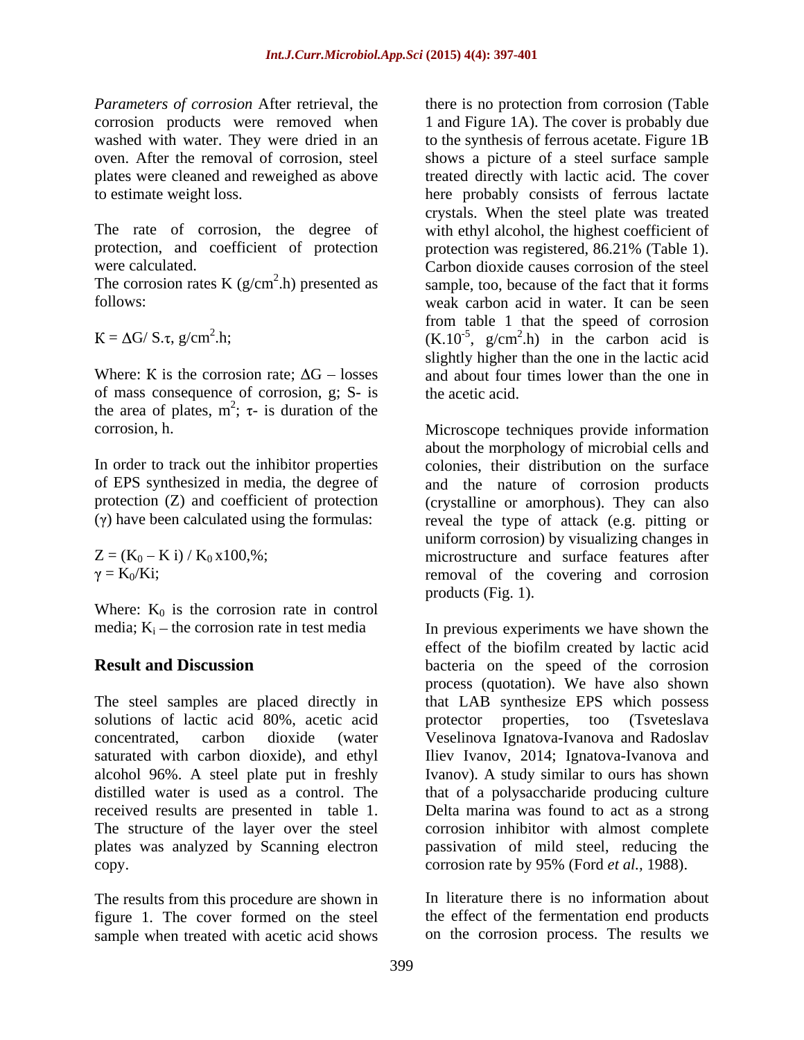*Parameters of corrosion* After retrieval, the corrosion products were removed when washed with water. They were dried in an oven. After the removal of corrosion, steel plates were cleaned and reweighed as above to estimate weight loss.

The rate of corrosion, the degree of protection, and coefficient of protection were calculated.

The corrosion rates K ($g/cm^2.h$) presented as follows:

$$K = \Delta G / S.\tau, \ g/cm^2.h;$$

Where: K is the corrosion rate; $\Delta G$ – losses of mass consequence of corrosion, g; S- is the area of plates, $m^2$; $\tau$- is duration of the corrosion, h.

In order to track out the inhibitor properties of EPS synthesized in media, the degree of protection (Z) and coefficient of protection ($\gamma$) have been calculated using the formulas:

$$Z = (K_0 - K_i) / K_0 \times 100, \%;$$

$$\gamma = K_0 / K_i;$$

Where: $K_0$ is the corrosion rate in control media; $K_i$ – the corrosion rate in test media

## Result and Discussion

The steel samples are placed directly in solutions of lactic acid 80%, acetic acid concentrated, carbon dioxide (water saturated with carbon dioxide), and ethyl alcohol 96%. A steel plate put in freshly distilled water is used as a control. The received results are presented in table 1. The structure of the layer over the steel plates was analyzed by Scanning electron copy.

The results from this procedure are shown in figure 1. The cover formed on the steel sample when treated with acetic acid shows there is no protection from corrosion (Table 1 and Figure 1A). The cover is probably due to the synthesis of ferrous acetate. Figure 1B shows a picture of a steel surface sample treated directly with lactic acid. The cover here probably consists of ferrous lactate crystals. When the steel plate was treated with ethyl alcohol, the highest coefficient of protection was registered, 86.21% (Table 1). Carbon dioxide causes corrosion of the steel sample, too, because of the fact that it forms weak carbon acid in water. It can be seen from table 1 that the speed of corrosion ($K.10^{-5}$, $g/cm^2.h$) in the carbon acid is slightly higher than the one in the lactic acid and about four times lower than the one in the acetic acid.

Microscope techniques provide information about the morphology of microbial cells and colonies, their distribution on the surface and the nature of corrosion products (crystalline or amorphous). They can also reveal the type of attack (e.g. pitting or uniform corrosion) by visualizing changes in microstructure and surface features after removal of the covering and corrosion products (Fig. 1).

In previous experiments we have shown the effect of the biofilm created by lactic acid bacteria on the speed of the corrosion process (quotation). We have also shown that LAB synthesize EPS which possess protector properties, too (Tsveteslava Veselinova Ignatova-Ivanova and Radoslav Iliev Ivanov, 2014; Ignatova-Ivanova and Ivanov). A study similar to ours has shown that of a polysaccharide producing culture Delta marina was found to act as a strong corrosion inhibitor with almost complete passivation of mild steel, reducing the corrosion rate by 95% (Ford *et al.*, 1988).

In literature there is no information about the effect of the fermentation end products on the corrosion process. The results we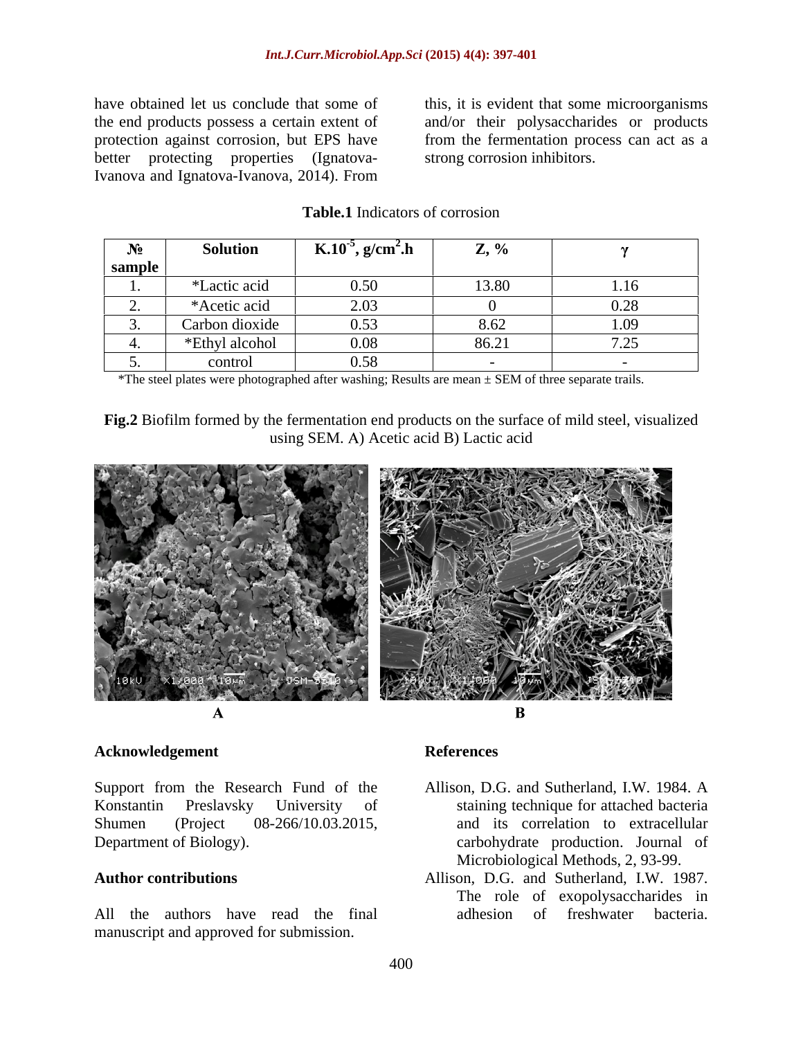have obtained let us conclude that some of the end products possess a certain extent of protection against corrosion, but EPS have better protecting properties (Ignatova-Ivanova and Ignatova-Ivanova, 2014). From this, it is evident that some microorganisms and/or their polysaccharides or products from the fermentation process can act as a strong corrosion inhibitors.

**Table.1** Indicators of corrosion

| № sample | Solution | $K.10^{-5}$, g/cm$^2$.h | Z, % | γ |
|---|---|---|---|---|
| 1. | *Lactic acid | 0.50 | 13.80 | 1.16 |
| 2. | *Acetic acid | 2.03 | 0 | 0.28 |
| 3. | Carbon dioxide | 0.53 | 8.62 | 1.09 |
| 4. | *Ethyl alcohol | 0.08 | 86.21 | 7.25 |
| 5. | control | 0.58 | - | - |

*The steel plates were photographed after washing; Results are mean ± SEM of three separate trails.

**Fig.2** Biofilm formed by the fermentation end products on the surface of mild steel, visualized using SEM. A) Acetic acid B) Lactic acid

A B

### Acknowledgement

Support from the Research Fund of the Konstantin Preslavsky University of Shumen (Project 08-266/10.03.2015, Department of Biology).

### Author contributions

All the authors have read the final manuscript and approved for submission.

### References

Allison, D.G. and Sutherland, I.W. 1984. A staining technique for attached bacteria and its correlation to extracellular carbohydrate production. Journal of Microbiological Methods, 2, 93-99.

Allison, D.G. and Sutherland, I.W. 1987. The role of exopolysaccharides in adhesion of freshwater bacteria.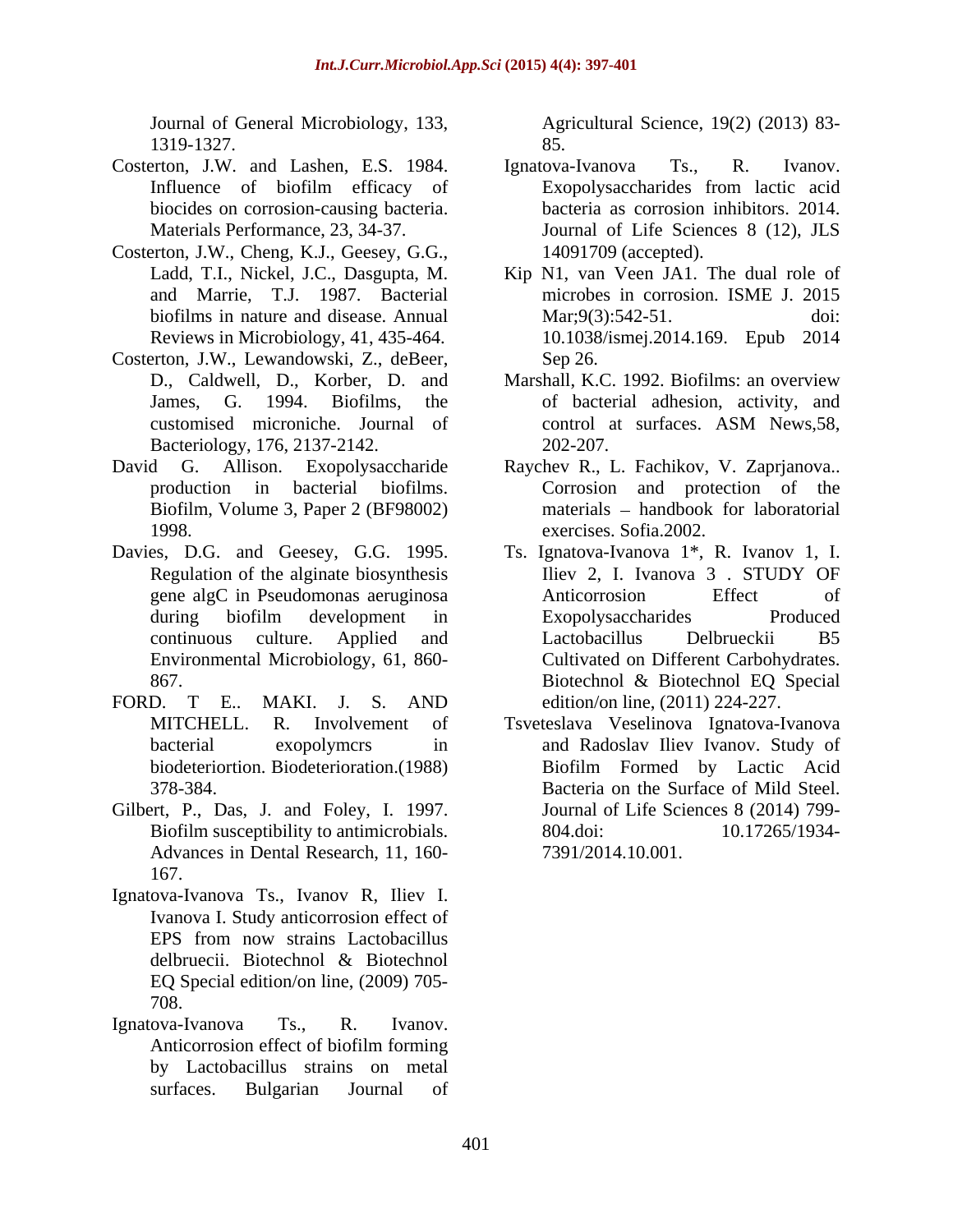Journal of General Microbiology, 133, 1319-1327.

Costerton, J.W. and Lashen, E.S. 1984. Influence of biofilm efficacy of biocides on corrosion-causing bacteria. Materials Performance, 23, 34-37.

Costerton, J.W., Cheng, K.J., Geesey, G.G., Ladd, T.I., Nickel, J.C., Dasgupta, M. and Marrie, T.J. 1987. Bacterial biofilms in nature and disease. Annual Reviews in Microbiology, 41, 435-464.

Costerton, J.W., Lewandowski, Z., deBeer, D., Caldwell, D., Korber, D. and James, G. 1994. Biofilms, the customised microniche. Journal of Bacteriology, 176, 2137-2142.

David G. Allison. Exopolysaccharide production in bacterial biofilms. Biofilm, Volume 3, Paper 2 (BF98002) 1998.

Davies, D.G. and Geesey, G.G. 1995. Regulation of the alginate biosynthesis gene algC in Pseudomonas aeruginosa during biofilm development in continuous culture. Applied and Environmental Microbiology, 61, 860-867.

FORD. T E.. MAKI. J. S. AND MITCHELL. R. Involvement of bacterial exopolymcrs in biodeteriortion. Biodeterioration.(1988) 378-384.

Gilbert, P., Das, J. and Foley, I. 1997. Biofilm susceptibility to antimicrobials. Advances in Dental Research, 11, 160-167.

Ignatova-Ivanova Ts., Ivanov R, Iliev I. Ivanova I. Study anticorrosion effect of EPS from now strains Lactobacillus delbruecii. Biotechnol & Biotechnol EQ Special edition/on line, (2009) 705-708.

Ignatova-Ivanova Ts., R. Ivanov. Anticorrosion effect of biofilm forming by Lactobacillus strains on metal surfaces. Bulgarian Journal of Agricultural Science, 19(2) (2013) 83-85.

Ignatova-Ivanova Ts., R. Ivanov. Exopolysaccharides from lactic acid bacteria as corrosion inhibitors. 2014. Journal of Life Sciences 8 (12), JLS 14091709 (accepted).

Kip N1, van Veen JA1. The dual role of microbes in corrosion. ISME J. 2015 Mar;9(3):542-51. doi: 10.1038/ismej.2014.169. Epub 2014 Sep 26.

Marshall, K.C. 1992. Biofilms: an overview of bacterial adhesion, activity, and control at surfaces. ASM News,58, 202-207.

Raychev R., L. Fachikov, V. Zaprjanova.. Corrosion and protection of the materials – handbook for laboratorial exercises. Sofia.2002.

Ts. Ignatova-Ivanova 1*, R. Ivanov 1, I. Iliev 2, I. Ivanova 3 . STUDY OF Anticorrosion Effect of Exopolysaccharides Produced Lactobacillus Delbrueckii B5 Cultivated on Different Carbohydrates. Biotechnol & Biotechnol EQ Special edition/on line, (2011) 224-227.

Tsveteslava Veselinova Ignatova-Ivanova and Radoslav Iliev Ivanov. Study of Biofilm Formed by Lactic Acid Bacteria on the Surface of Mild Steel. Journal of Life Sciences 8 (2014) 799-804.doi: 10.17265/1934-7391/2014.10.001.